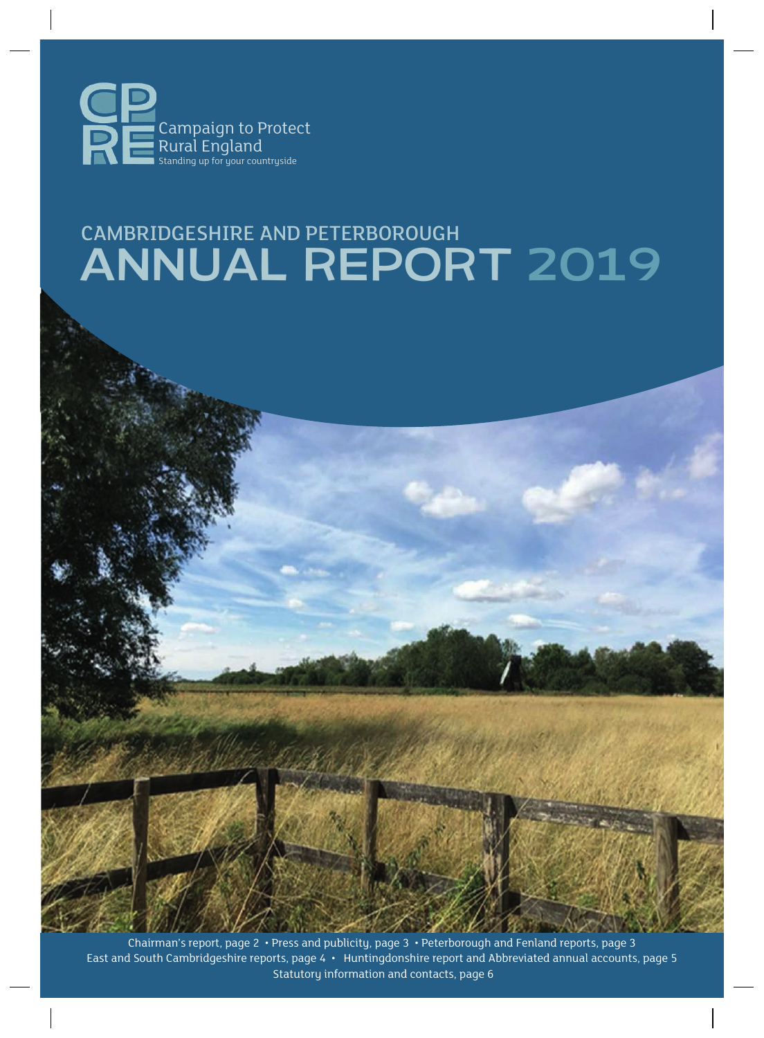Campaign to Protect Rural England

Standing up for your countryside

# CAMBRIDGESHIRE AND PETERBOROUGH ANNUAL REPORT 2019

Chairman's report, page 2 • Press and publicity, page 3 • Peterborough and Fenland reports, page 3
East and South Cambridgeshire reports, page 4 • Huntingdonshire report and Abbreviated annual accounts, page 5
Statutory information and contacts, page 6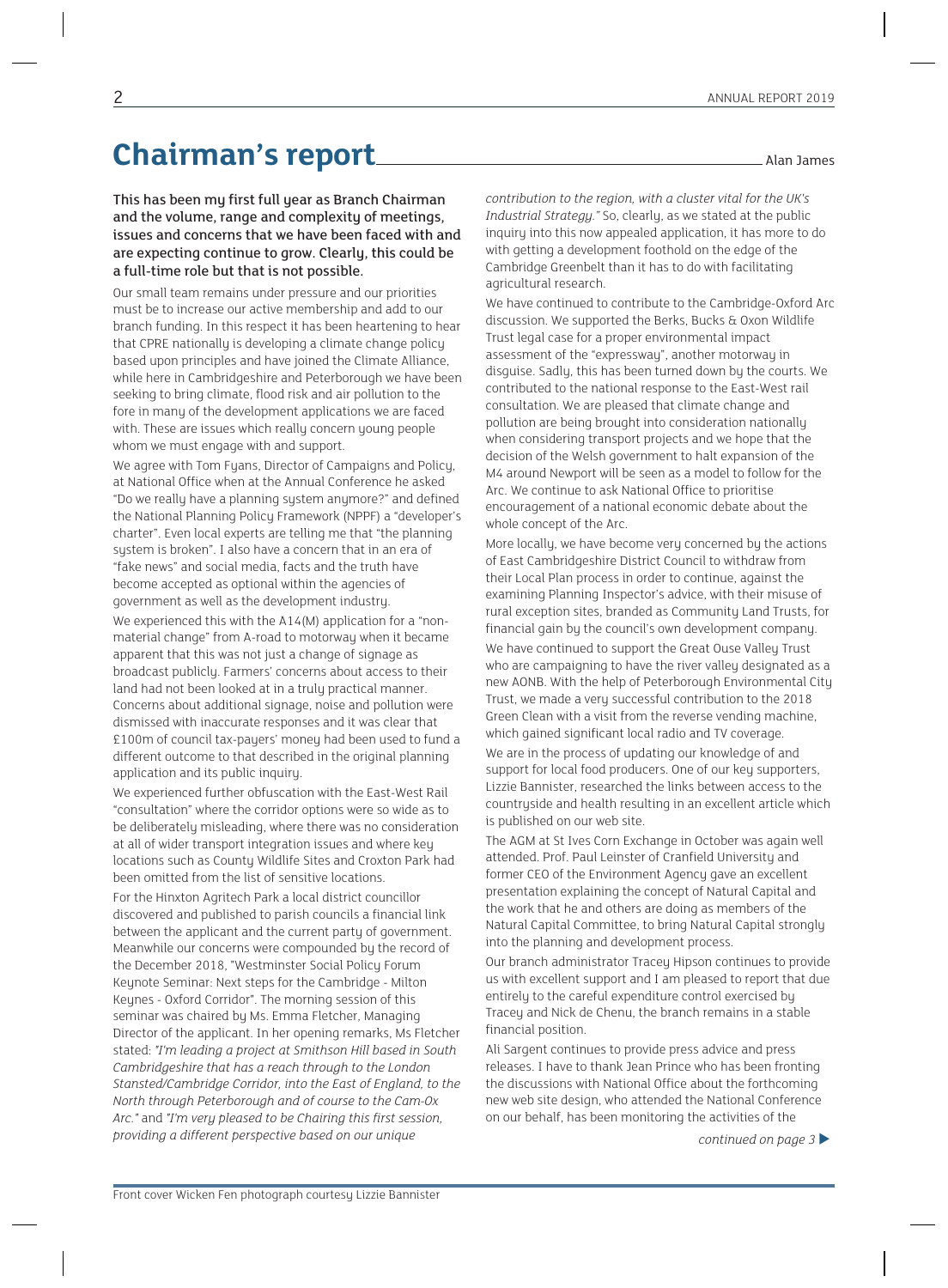# Chairman's report

Alan James

**This has been my first full year as Branch Chairman and the volume, range and complexity of meetings, issues and concerns that we have been faced with and are expecting continue to grow. Clearly, this could be a full-time role but that is not possible.**

Our small team remains under pressure and our priorities must be to increase our active membership and add to our branch funding. In this respect it has been heartening to hear that CPRE nationally is developing a climate change policy based upon principles and have joined the Climate Alliance, while here in Cambridgeshire and Peterborough we have been seeking to bring climate, flood risk and air pollution to the fore in many of the development applications we are faced with. These are issues which really concern young people whom we must engage with and support.

We agree with Tom Fyans, Director of Campaigns and Policy, at National Office when at the Annual Conference he asked "Do we really have a planning system anymore?" and defined the National Planning Policy Framework (NPPF) a "developer's charter". Even local experts are telling me that "the planning system is broken". I also have a concern that in an era of "fake news" and social media, facts and the truth have become accepted as optional within the agencies of government as well as the development industry.

We experienced this with the A14(M) application for a "non-material change" from A-road to motorway when it became apparent that this was not just a change of signage as broadcast publicly. Farmers' concerns about access to their land had not been looked at in a truly practical manner. Concerns about additional signage, noise and pollution were dismissed with inaccurate responses and it was clear that £100m of council tax-payers' money had been used to fund a different outcome to that described in the original planning application and its public inquiry.

We experienced further obfuscation with the East-West Rail "consultation" where the corridor options were so wide as to be deliberately misleading, where there was no consideration at all of wider transport integration issues and where key locations such as County Wildlife Sites and Croxton Park had been omitted from the list of sensitive locations.

For the Hinxton Agritech Park a local district councillor discovered and published to parish councils a financial link between the applicant and the current party of government. Meanwhile our concerns were compounded by the record of the December 2018, "Westminster Social Policy Forum Keynote Seminar: Next steps for the Cambridge - Milton Keynes - Oxford Corridor". The morning session of this seminar was chaired by Ms. Emma Fletcher, Managing Director of the applicant. In her opening remarks, Ms Fletcher stated: *"I'm leading a project at Smithson Hill based in South Cambridgeshire that has a reach through to the London Stansted/Cambridge Corridor, into the East of England, to the North through Peterborough and of course to the Cam-Ox Arc."* and *"I'm very pleased to be Chairing this first session, providing a different perspective based on our unique contribution to the region, with a cluster vital for the UK's Industrial Strategy."* So, clearly, as we stated at the public inquiry into this now appealed application, it has more to do with getting a development foothold on the edge of the Cambridge Greenbelt than it has to do with facilitating agricultural research.

We have continued to contribute to the Cambridge-Oxford Arc discussion. We supported the Berks, Bucks & Oxon Wildlife Trust legal case for a proper environmental impact assessment of the "expressway", another motorway in disguise. Sadly, this has been turned down by the courts. We contributed to the national response to the East-West rail consultation. We are pleased that climate change and pollution are being brought into consideration nationally when considering transport projects and we hope that the decision of the Welsh government to halt expansion of the M4 around Newport will be seen as a model to follow for the Arc. We continue to ask National Office to prioritise encouragement of a national economic debate about the whole concept of the Arc.

More locally, we have become very concerned by the actions of East Cambridgeshire District Council to withdraw from their Local Plan process in order to continue, against the examining Planning Inspector's advice, with their misuse of rural exception sites, branded as Community Land Trusts, for financial gain by the council's own development company.

We have continued to support the Great Ouse Valley Trust who are campaigning to have the river valley designated as a new AONB. With the help of Peterborough Environmental City Trust, we made a very successful contribution to the 2018 Green Clean with a visit from the reverse vending machine, which gained significant local radio and TV coverage.

We are in the process of updating our knowledge of and support for local food producers. One of our key supporters, Lizzie Bannister, researched the links between access to the countryside and health resulting in an excellent article which is published on our web site.

The AGM at St Ives Corn Exchange in October was again well attended. Prof. Paul Leinster of Cranfield University and former CEO of the Environment Agency gave an excellent presentation explaining the concept of Natural Capital and the work that he and others are doing as members of the Natural Capital Committee, to bring Natural Capital strongly into the planning and development process.

Our branch administrator Tracey Hipson continues to provide us with excellent support and I am pleased to report that due entirely to the careful expenditure control exercised by Tracey and Nick de Chenu, the branch remains in a stable financial position.

Ali Sargent continues to provide press advice and press releases. I have to thank Jean Prince who has been fronting the discussions with National Office about the forthcoming new web site design, who attended the National Conference on our behalf, has been monitoring the activities of the

*continued on page 3* ▶

Front cover Wicken Fen photograph courtesy Lizzie Bannister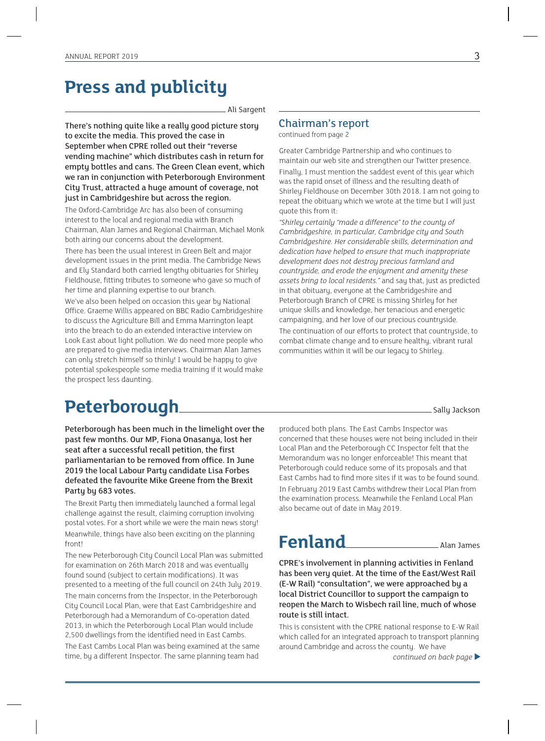# Press and publicity

Ali Sargent

**There's nothing quite like a really good picture story to excite the media. This proved the case in September when CPRE rolled out their "reverse vending machine" which distributes cash in return for empty bottles and cans. The Green Clean event, which we ran in conjunction with Peterborough Environment City Trust, attracted a huge amount of coverage, not just in Cambridgeshire but across the region.**

The Oxford-Cambridge Arc has also been of consuming interest to the local and regional media with Branch Chairman, Alan James and Regional Chairman, Michael Monk both airing our concerns about the development.

There has been the usual interest in Green Belt and major development issues in the print media. The Cambridge News and Ely Standard both carried lengthy obituaries for Shirley Fieldhouse, fitting tributes to someone who gave so much of her time and planning expertise to our branch.

We've also been helped on occasion this year by National Office. Graeme Willis appeared on BBC Radio Cambridgeshire to discuss the Agriculture Bill and Emma Marrington leapt into the breach to do an extended interactive interview on Look East about light pollution. We do need more people who are prepared to give media interviews. Chairman Alan James can only stretch himself so thinly! I would be happy to give potential spokespeople some media training if it would make the prospect less daunting.

## Chairman's report

continued from page 2

Greater Cambridge Partnership and who continues to maintain our web site and strengthen our Twitter presence.

Finally, I must mention the saddest event of this year which was the rapid onset of illness and the resulting death of Shirley Fieldhouse on December 30th 2018. I am not going to repeat the obituary which we wrote at the time but I will just quote this from it:

*"Shirley certainly "made a difference" to the county of Cambridgeshire, in particular, Cambridge city and South Cambridgeshire. Her considerable skills, determination and dedication have helped to ensure that much inappropriate development does not destroy precious farmland and countryside, and erode the enjoyment and amenity these assets bring to local residents."* and say that, just as predicted in that obituary, everyone at the Cambridgeshire and Peterborough Branch of CPRE is missing Shirley for her unique skills and knowledge, her tenacious and energetic campaigning, and her love of our precious countryside.

The continuation of our efforts to protect that countryside, to combat climate change and to ensure healthy, vibrant rural communities within it will be our legacy to Shirley.

# Peterborough

Sally Jackson

**Peterborough has been much in the limelight over the past few months. Our MP, Fiona Onasanya, lost her seat after a successful recall petition, the first parliamentarian to be removed from office. In June 2019 the local Labour Party candidate Lisa Forbes defeated the favourite Mike Greene from the Brexit Party by 683 votes.**

The Brexit Party then immediately launched a formal legal challenge against the result, claiming corruption involving postal votes. For a short while we were the main news story!

Meanwhile, things have also been exciting on the planning front!

The new Peterborough City Council Local Plan was submitted for examination on 26th March 2018 and was eventually found sound (subject to certain modifications). It was presented to a meeting of the full council on 24th July 2019.

The main concerns from the Inspector, in the Peterborough City Council Local Plan, were that East Cambridgeshire and Peterborough had a Memorandum of Co-operation dated 2013, in which the Peterborough Local Plan would include 2,500 dwellings from the identified need in East Cambs.

The East Cambs Local Plan was being examined at the same time, by a different Inspector. The same planning team had produced both plans. The East Cambs Inspector was concerned that these houses were not being included in their Local Plan and the Peterborough CC Inspector felt that the Memorandum was no longer enforceable! This meant that Peterborough could reduce some of its proposals and that East Cambs had to find more sites if it was to be found sound.

In February 2019 East Cambs withdrew their Local Plan from the examination process. Meanwhile the Fenland Local Plan also became out of date in May 2019.

# Fenland

Alan James

**CPRE's involvement in planning activities in Fenland has been very quiet. At the time of the East/West Rail (E-W Rail) "consultation", we were approached by a local District Councillor to support the campaign to reopen the March to Wisbech rail line, much of whose route is still intact.**

This is consistent with the CPRE national response to E-W Rail which called for an integrated approach to transport planning around Cambridge and across the county. We have

*continued on back page ▶*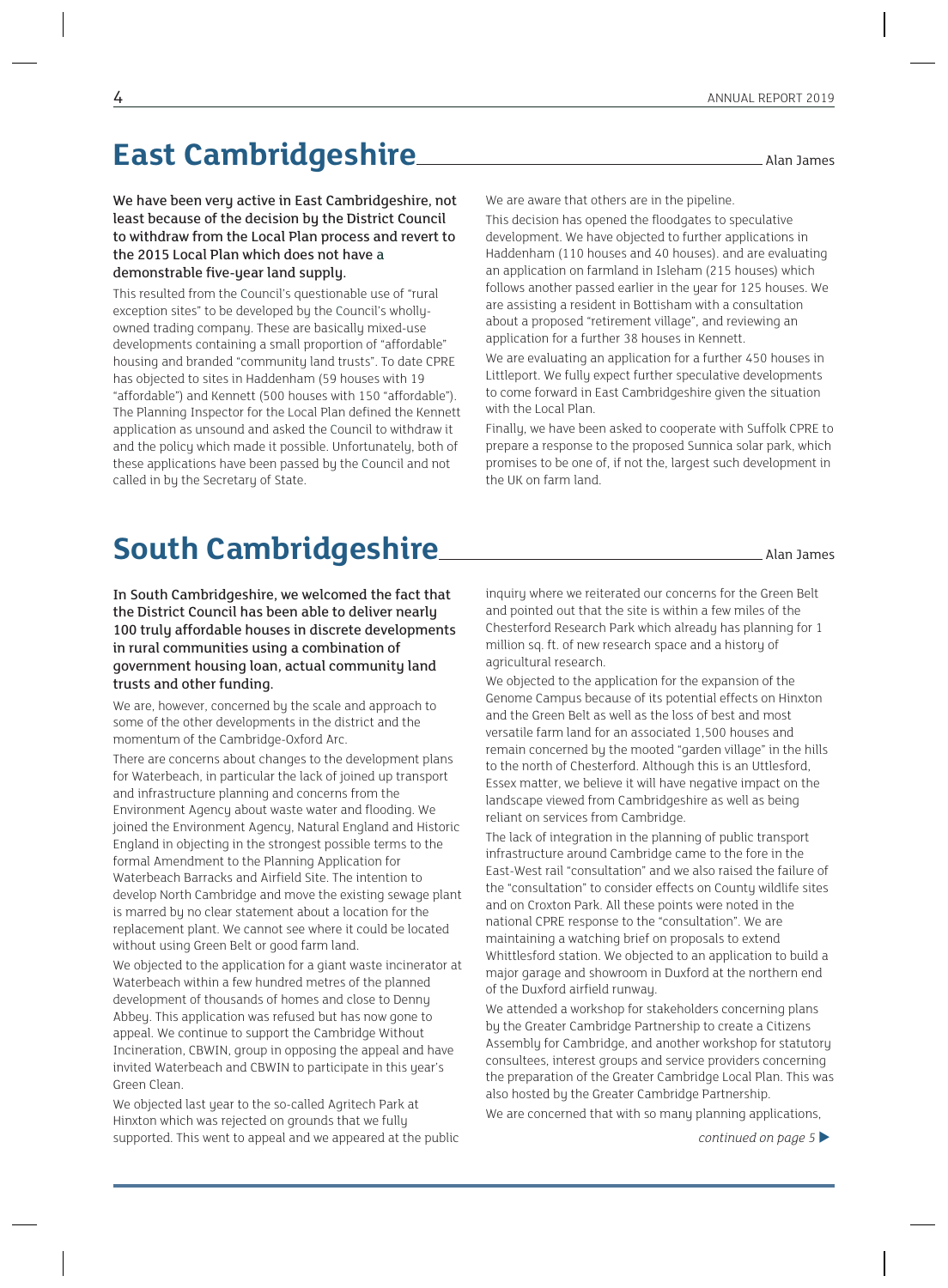## East Cambridgeshire

Alan James

**We have been very active in East Cambridgeshire, not least because of the decision by the District Council to withdraw from the Local Plan process and revert to the 2015 Local Plan which does not have a demonstrable five-year land supply.**

This resulted from the Council's questionable use of "rural exception sites" to be developed by the Council's wholly-owned trading company. These are basically mixed-use developments containing a small proportion of "affordable" housing and branded "community land trusts". To date CPRE has objected to sites in Haddenham (59 houses with 19 "affordable") and Kennett (500 houses with 150 "affordable"). The Planning Inspector for the Local Plan defined the Kennett application as unsound and asked the Council to withdraw it and the policy which made it possible. Unfortunately, both of these applications have been passed by the Council and not called in by the Secretary of State.

We are aware that others are in the pipeline.

This decision has opened the floodgates to speculative development. We have objected to further applications in Haddenham (110 houses and 40 houses). and are evaluating an application on farmland in Isleham (215 houses) which follows another passed earlier in the year for 125 houses. We are assisting a resident in Bottisham with a consultation about a proposed "retirement village", and reviewing an application for a further 38 houses in Kennett.

We are evaluating an application for a further 450 houses in Littleport. We fully expect further speculative developments to come forward in East Cambridgeshire given the situation with the Local Plan.

Finally, we have been asked to cooperate with Suffolk CPRE to prepare a response to the proposed Sunnica solar park, which promises to be one of, if not the, largest such development in the UK on farm land.

## South Cambridgeshire

Alan James

**In South Cambridgeshire, we welcomed the fact that the District Council has been able to deliver nearly 100 truly affordable houses in discrete developments in rural communities using a combination of government housing loan, actual community land trusts and other funding.**

We are, however, concerned by the scale and approach to some of the other developments in the district and the momentum of the Cambridge-Oxford Arc.

There are concerns about changes to the development plans for Waterbeach, in particular the lack of joined up transport and infrastructure planning and concerns from the Environment Agency about waste water and flooding. We joined the Environment Agency, Natural England and Historic England in objecting in the strongest possible terms to the formal Amendment to the Planning Application for Waterbeach Barracks and Airfield Site. The intention to develop North Cambridge and move the existing sewage plant is marred by no clear statement about a location for the replacement plant. We cannot see where it could be located without using Green Belt or good farm land.

We objected to the application for a giant waste incinerator at Waterbeach within a few hundred metres of the planned development of thousands of homes and close to Denny Abbey. This application was refused but has now gone to appeal. We continue to support the Cambridge Without Incineration, CBWIN, group in opposing the appeal and have invited Waterbeach and CBWIN to participate in this year's Green Clean.

We objected last year to the so-called Agritech Park at Hinxton which was rejected on grounds that we fully supported. This went to appeal and we appeared at the public inquiry where we reiterated our concerns for the Green Belt and pointed out that the site is within a few miles of the Chesterford Research Park which already has planning for 1 million sq. ft. of new research space and a history of agricultural research.

We objected to the application for the expansion of the Genome Campus because of its potential effects on Hinxton and the Green Belt as well as the loss of best and most versatile farm land for an associated 1,500 houses and remain concerned by the mooted "garden village" in the hills to the north of Chesterford. Although this is an Uttlesford, Essex matter, we believe it will have negative impact on the landscape viewed from Cambridgeshire as well as being reliant on services from Cambridge.

The lack of integration in the planning of public transport infrastructure around Cambridge came to the fore in the East-West rail "consultation" and we also raised the failure of the "consultation" to consider effects on County wildlife sites and on Croxton Park. All these points were noted in the national CPRE response to the "consultation". We are maintaining a watching brief on proposals to extend Whittlesford station. We objected to an application to build a major garage and showroom in Duxford at the northern end of the Duxford airfield runway.

We attended a workshop for stakeholders concerning plans by the Greater Cambridge Partnership to create a Citizens Assembly for Cambridge, and another workshop for statutory consultees, interest groups and service providers concerning the preparation of the Greater Cambridge Local Plan. This was also hosted by the Greater Cambridge Partnership.

We are concerned that with so many planning applications,

*continued on page 5* ▶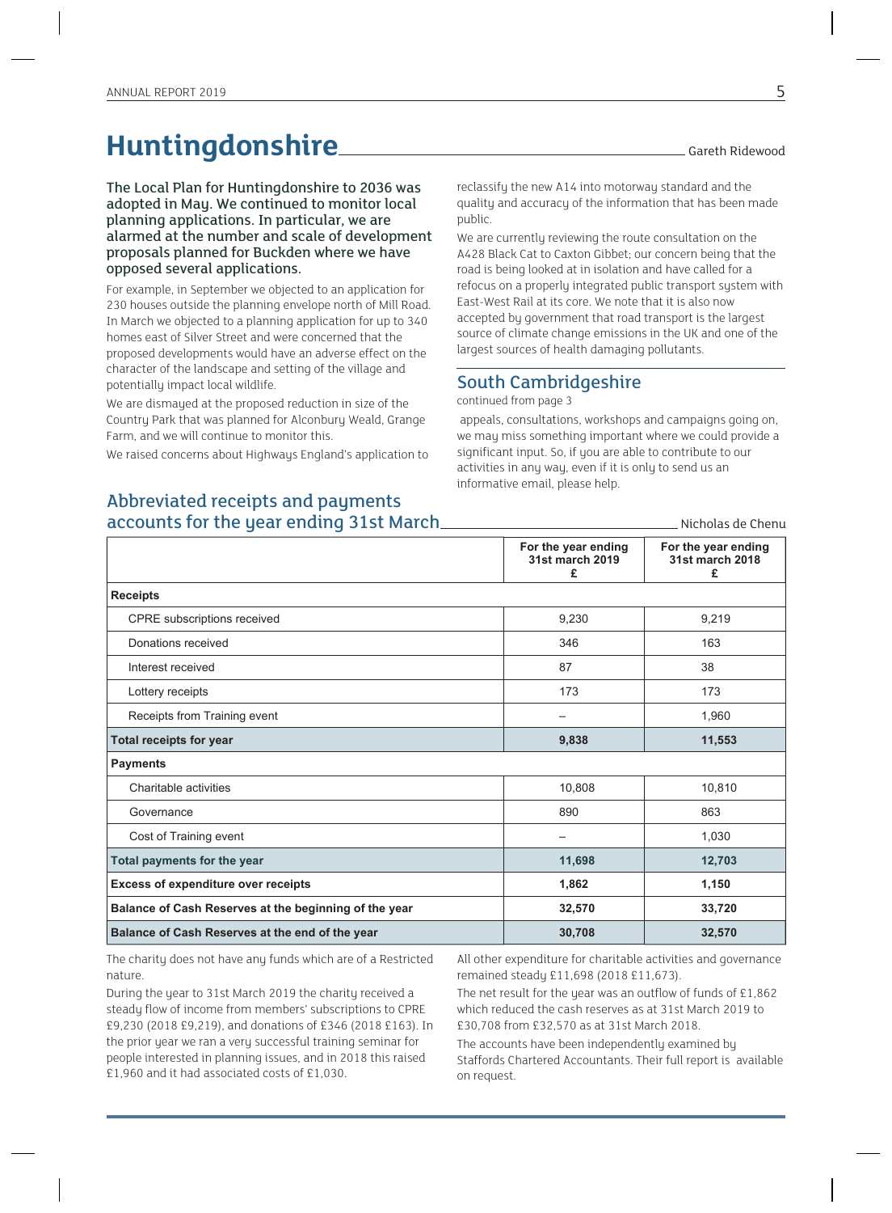# Huntingdonshire

Gareth Ridewood

**The Local Plan for Huntingdonshire to 2036 was adopted in May. We continued to monitor local planning applications. In particular, we are alarmed at the number and scale of development proposals planned for Buckden where we have opposed several applications.**

For example, in September we objected to an application for 230 houses outside the planning envelope north of Mill Road. In March we objected to a planning application for up to 340 homes east of Silver Street and were concerned that the proposed developments would have an adverse effect on the character of the landscape and setting of the village and potentially impact local wildlife.

We are dismayed at the proposed reduction in size of the Country Park that was planned for Alconbury Weald, Grange Farm, and we will continue to monitor this.

We raised concerns about Highways England's application to reclassify the new A14 into motorway standard and the quality and accuracy of the information that has been made public.

We are currently reviewing the route consultation on the A428 Black Cat to Caxton Gibbet; our concern being that the road is being looked at in isolation and have called for a refocus on a properly integrated public transport system with East-West Rail at its core. We note that it is also now accepted by government that road transport is the largest source of climate change emissions in the UK and one of the largest sources of health damaging pollutants.

## South Cambridgeshire

continued from page 3

appeals, consultations, workshops and campaigns going on, we may miss something important where we could provide a significant input. So, if you are able to contribute to our activities in any way, even if it is only to send us an informative email, please help.

## Abbreviated receipts and payments accounts for the year ending 31st March

Nicholas de Chenu

| | For the year ending 31st march 2019 £ | For the year ending 31st march 2018 £ |
|---|---|---|
| **Receipts** | | |
| CPRE subscriptions received | 9,230 | 9,219 |
| Donations received | 346 | 163 |
| Interest received | 87 | 38 |
| Lottery receipts | 173 | 173 |
| Receipts from Training event | – | 1,960 |
| **Total receipts for year** | **9,838** | **11,553** |
| **Payments** | | |
| Charitable activities | 10,808 | 10,810 |
| Governance | 890 | 863 |
| Cost of Training event | – | 1,030 |
| **Total payments for the year** | **11,698** | **12,703** |
| **Excess of expenditure over receipts** | **1,862** | **1,150** |
| **Balance of Cash Reserves at the beginning of the year** | **32,570** | **33,720** |
| **Balance of Cash Reserves at the end of the year** | **30,708** | **32,570** |

The charity does not have any funds which are of a Restricted nature.

During the year to 31st March 2019 the charity received a steady flow of income from members' subscriptions to CPRE £9,230 (2018 £9,219), and donations of £346 (2018 £163). In the prior year we ran a very successful training seminar for people interested in planning issues, and in 2018 this raised £1,960 and it had associated costs of £1,030.

All other expenditure for charitable activities and governance remained steady £11,698 (2018 £11,673).

The net result for the year was an outflow of funds of £1,862 which reduced the cash reserves as at 31st March 2019 to £30,708 from £32,570 as at 31st March 2018.

The accounts have been independently examined by Staffords Chartered Accountants. Their full report is available on request.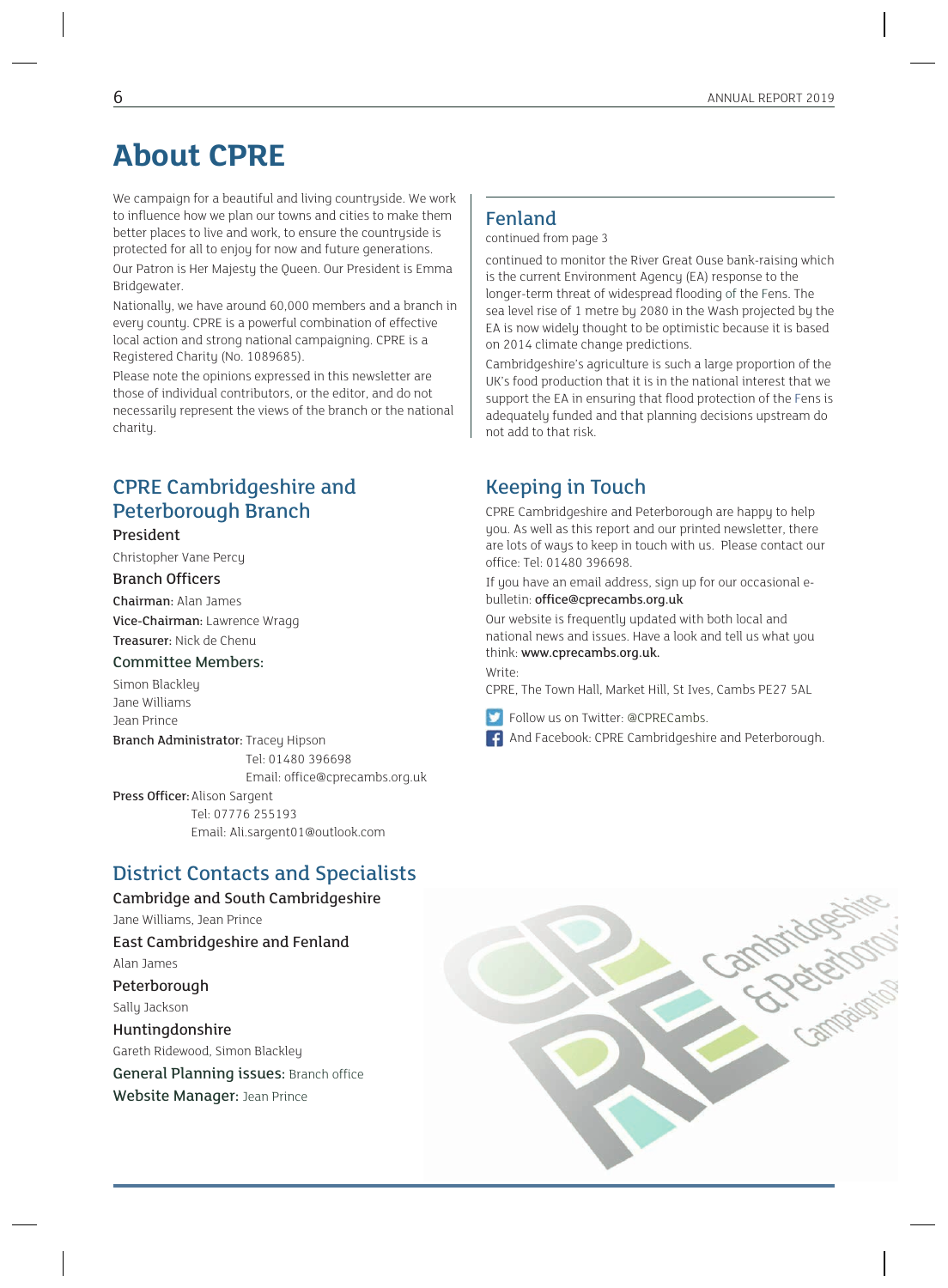# About CPRE

We campaign for a beautiful and living countryside. We work to influence how we plan our towns and cities to make them better places to live and work, to ensure the countryside is protected for all to enjoy for now and future generations.

Our Patron is Her Majesty the Queen. Our President is Emma Bridgewater.

Nationally, we have around 60,000 members and a branch in every county. CPRE is a powerful combination of effective local action and strong national campaigning. CPRE is a Registered Charity (No. 1089685).

Please note the opinions expressed in this newsletter are those of individual contributors, or the editor, and do not necessarily represent the views of the branch or the national charity.

## Fenland

continued from page 3

continued to monitor the River Great Ouse bank-raising which is the current Environment Agency (EA) response to the longer-term threat of widespread flooding of the Fens. The sea level rise of 1 metre by 2080 in the Wash projected by the EA is now widely thought to be optimistic because it is based on 2014 climate change predictions.

Cambridgeshire's agriculture is such a large proportion of the UK's food production that it is in the national interest that we support the EA in ensuring that flood protection of the Fens is adequately funded and that planning decisions upstream do not add to that risk.

## CPRE Cambridgeshire and Peterborough Branch

### President

Christopher Vane Percy

### Branch Officers

**Chairman:** Alan James

**Vice-Chairman:** Lawrence Wragg

**Treasurer:** Nick de Chenu

### Committee Members:

Simon Blackley

Jane Williams

Jean Prince

**Branch Administrator:** Tracey Hipson
Tel: 01480 396698
Email: office@cprecambs.org.uk

**Press Officer:** Alison Sargent
Tel: 07776 255193
Email: Ali.sargent01@outlook.com

## District Contacts and Specialists

### Cambridge and South Cambridgeshire

Jane Williams, Jean Prince

### East Cambridgeshire and Fenland

Alan James

### Peterborough

Sally Jackson

### Huntingdonshire

Gareth Ridewood, Simon Blackley

**General Planning issues:** Branch office

**Website Manager:** Jean Prince

## Keeping in Touch

CPRE Cambridgeshire and Peterborough are happy to help you. As well as this report and our printed newsletter, there are lots of ways to keep in touch with us. Please contact our office: Tel: 01480 396698.

If you have an email address, sign up for our occasional e-bulletin: **office@cprecambs.org.uk**

Our website is frequently updated with both local and national news and issues. Have a look and tell us what you think: **www.cprecambs.org.uk.**

Write:

CPRE, The Town Hall, Market Hill, St Ives, Cambs PE27 5AL

Follow us on Twitter: @CPRECambs.

And Facebook: CPRE Cambridgeshire and Peterborough.